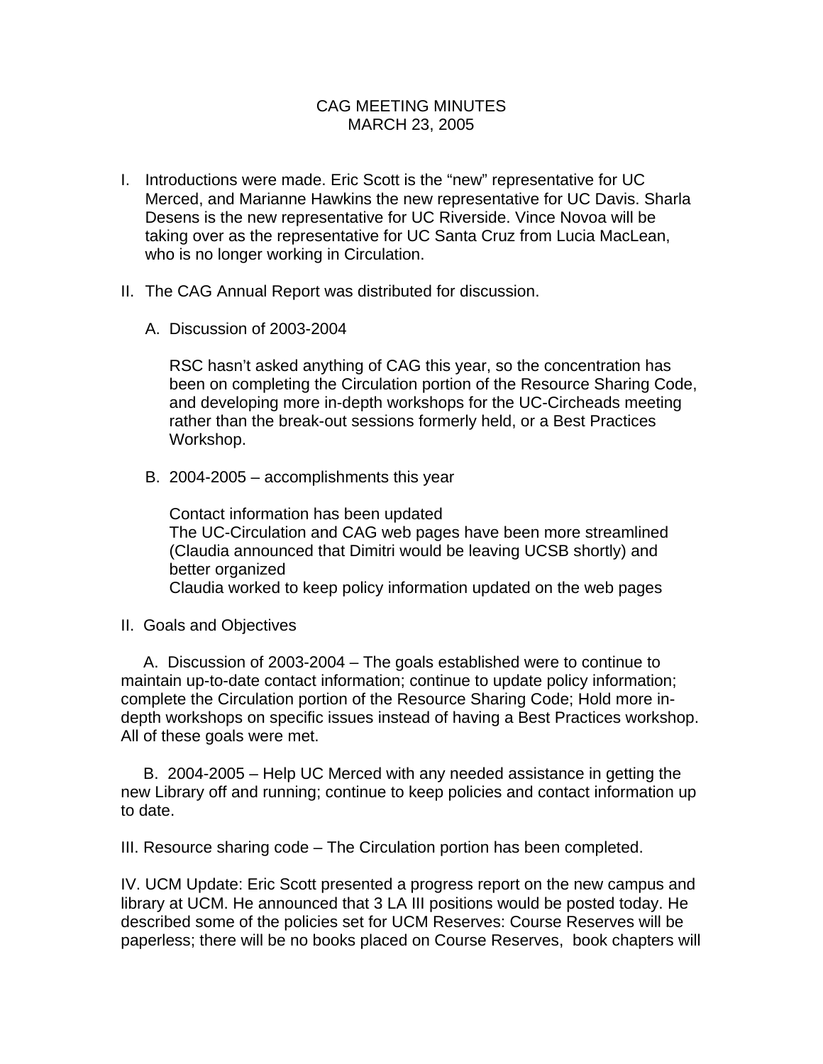# CAG MEETING MINUTES
## MARCH 23, 2005

I. Introductions were made. Eric Scott is the “new” representative for UC Merced, and Marianne Hawkins the new representative for UC Davis. Sharla Desens is the new representative for UC Riverside. Vince Novoa will be taking over as the representative for UC Santa Cruz from Lucia MacLean, who is no longer working in Circulation.

II. The CAG Annual Report was distributed for discussion.

   A. Discussion of 2003-2004

   RSC hasn’t asked anything of CAG this year, so the concentration has been on completing the Circulation portion of the Resource Sharing Code, and developing more in-depth workshops for the UC-Circheads meeting rather than the break-out sessions formerly held, or a Best Practices Workshop.

   B. 2004-2005 – accomplishments this year

   Contact information has been updated
   The UC-Circulation and CAG web pages have been more streamlined (Claudia announced that Dimitri would be leaving UCSB shortly) and better organized
   Claudia worked to keep policy information updated on the web pages

II. Goals and Objectives

A. Discussion of 2003-2004 – The goals established were to continue to maintain up-to-date contact information; continue to update policy information; complete the Circulation portion of the Resource Sharing Code; Hold more in-depth workshops on specific issues instead of having a Best Practices workshop. All of these goals were met.

B. 2004-2005 – Help UC Merced with any needed assistance in getting the new Library off and running; continue to keep policies and contact information up to date.

III. Resource sharing code – The Circulation portion has been completed.

IV. UCM Update: Eric Scott presented a progress report on the new campus and library at UCM. He announced that 3 LA III positions would be posted today. He described some of the policies set for UCM Reserves: Course Reserves will be paperless; there will be no books placed on Course Reserves, book chapters will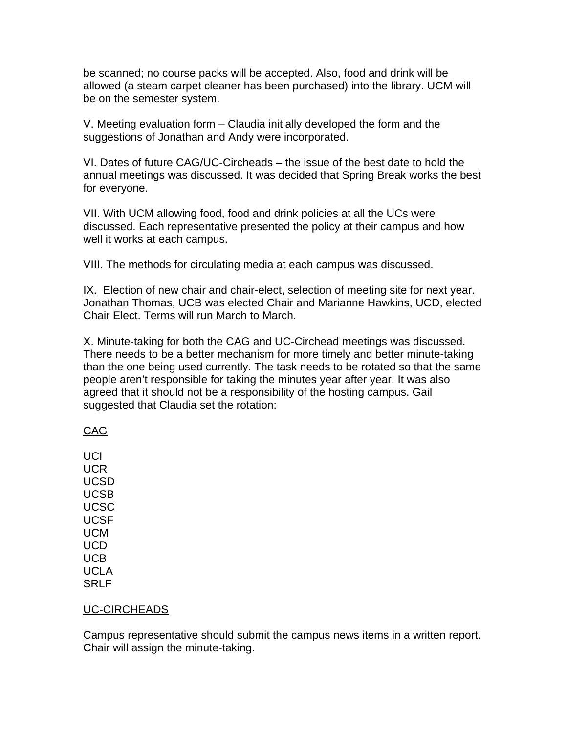be scanned; no course packs will be accepted. Also, food and drink will be allowed (a steam carpet cleaner has been purchased) into the library. UCM will be on the semester system.

V. Meeting evaluation form – Claudia initially developed the form and the suggestions of Jonathan and Andy were incorporated.

VI. Dates of future CAG/UC-Circheads – the issue of the best date to hold the annual meetings was discussed. It was decided that Spring Break works the best for everyone.

VII. With UCM allowing food, food and drink policies at all the UCs were discussed. Each representative presented the policy at their campus and how well it works at each campus.

VIII. The methods for circulating media at each campus was discussed.

IX. Election of new chair and chair-elect, selection of meeting site for next year. Jonathan Thomas, UCB was elected Chair and Marianne Hawkins, UCD, elected Chair Elect. Terms will run March to March.

X. Minute-taking for both the CAG and UC-Circhead meetings was discussed. There needs to be a better mechanism for more timely and better minute-taking than the one being used currently. The task needs to be rotated so that the same people aren't responsible for taking the minutes year after year. It was also agreed that it should not be a responsibility of the hosting campus. Gail suggested that Claudia set the rotation:

<u>CAG</u>

UCI
UCR
UCSD
UCSB
UCSC
UCSF
UCM
UCD
UCB
UCLA
SRLF

<u>UC-CIRCHEADS</u>

Campus representative should submit the campus news items in a written report. Chair will assign the minute-taking.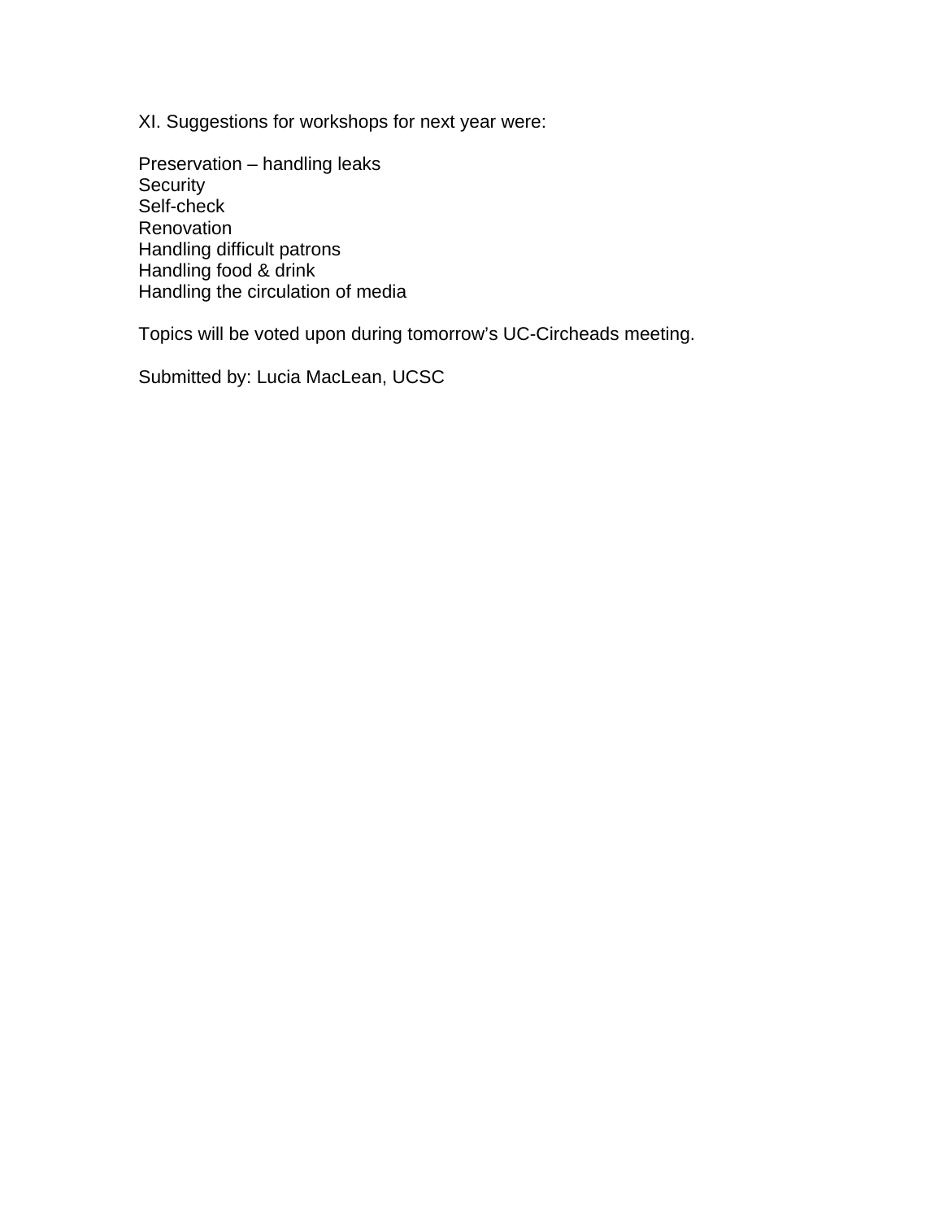XI. Suggestions for workshops for next year were:

Preservation – handling leaks
Security
Self-check
Renovation
Handling difficult patrons
Handling food & drink
Handling the circulation of media

Topics will be voted upon during tomorrow's UC-Circheads meeting.

Submitted by: Lucia MacLean, UCSC